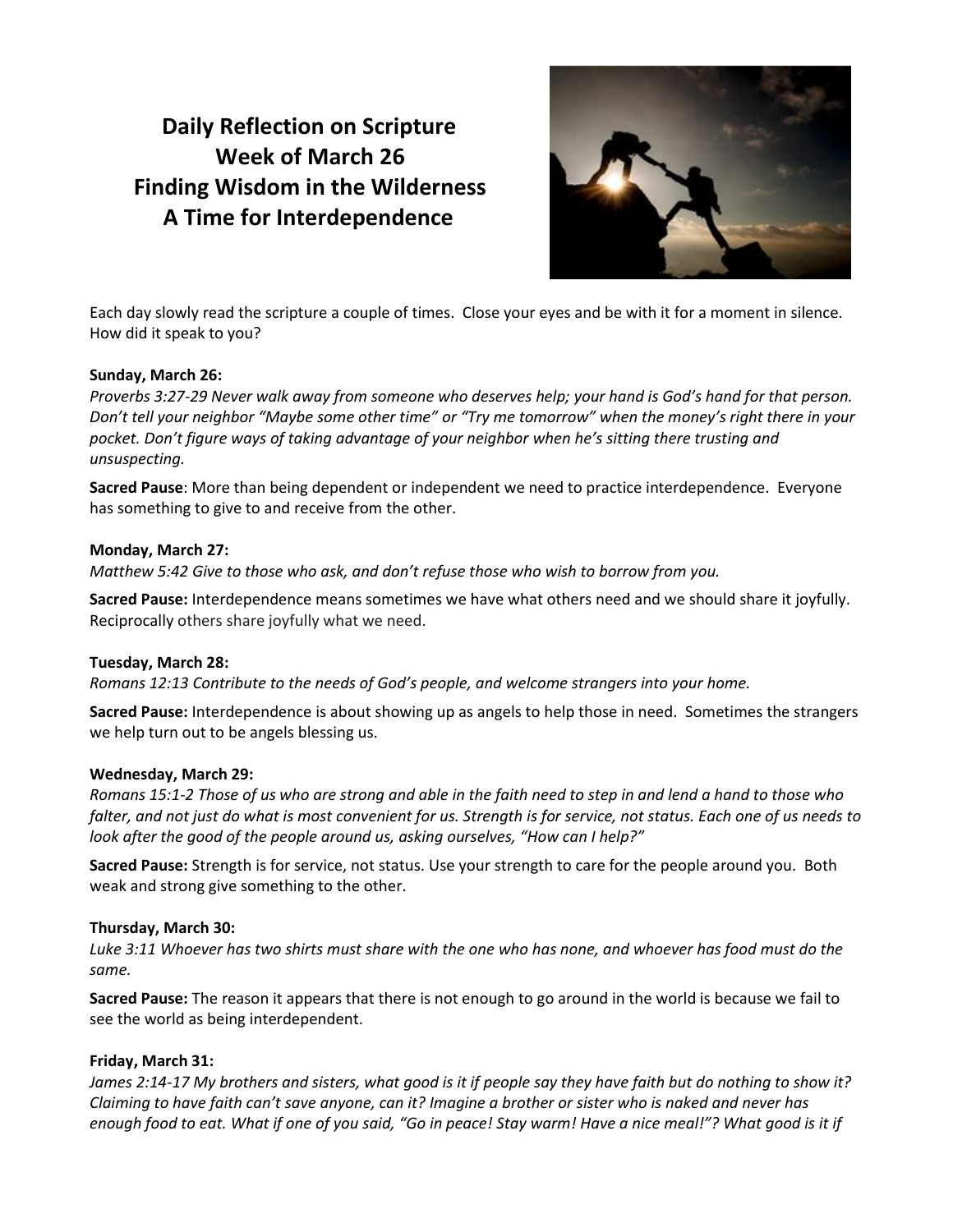# Daily Reflection on Scripture
# Week of March 26
# Finding Wisdom in the Wilderness
# A Time for Interdependence

Each day slowly read the scripture a couple of times. Close your eyes and be with it for a moment in silence. How did it speak to you?

**Sunday, March 26:**

*Proverbs 3:27-29 Never walk away from someone who deserves help; your hand is God's hand for that person. Don't tell your neighbor "Maybe some other time" or "Try me tomorrow" when the money's right there in your pocket. Don't figure ways of taking advantage of your neighbor when he's sitting there trusting and unsuspecting.*

**Sacred Pause**: More than being dependent or independent we need to practice interdependence. Everyone has something to give to and receive from the other.

**Monday, March 27:**

*Matthew 5:42 Give to those who ask, and don't refuse those who wish to borrow from you.*

**Sacred Pause:** Interdependence means sometimes we have what others need and we should share it joyfully. Reciprocally others share joyfully what we need.

**Tuesday, March 28:**

*Romans 12:13 Contribute to the needs of God's people, and welcome strangers into your home.*

**Sacred Pause:** Interdependence is about showing up as angels to help those in need. Sometimes the strangers we help turn out to be angels blessing us.

**Wednesday, March 29:**

*Romans 15:1-2 Those of us who are strong and able in the faith need to step in and lend a hand to those who falter, and not just do what is most convenient for us. Strength is for service, not status. Each one of us needs to look after the good of the people around us, asking ourselves, "How can I help?"*

**Sacred Pause:** Strength is for service, not status. Use your strength to care for the people around you. Both weak and strong give something to the other.

**Thursday, March 30:**

*Luke 3:11 Whoever has two shirts must share with the one who has none, and whoever has food must do the same.*

**Sacred Pause:** The reason it appears that there is not enough to go around in the world is because we fail to see the world as being interdependent.

**Friday, March 31:**

*James 2:14-17 My brothers and sisters, what good is it if people say they have faith but do nothing to show it? Claiming to have faith can't save anyone, can it? Imagine a brother or sister who is naked and never has enough food to eat. What if one of you said, "Go in peace! Stay warm! Have a nice meal!"? What good is it if*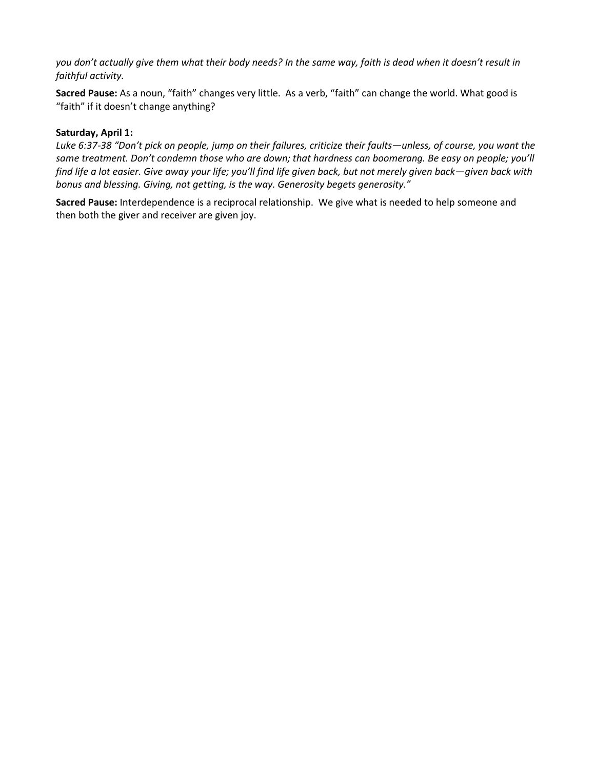*you don't actually give them what their body needs? In the same way, faith is dead when it doesn't result in faithful activity.*

**Sacred Pause:** As a noun, "faith" changes very little. As a verb, "faith" can change the world. What good is "faith" if it doesn't change anything?

**Saturday, April 1:**

*Luke 6:37-38 "Don't pick on people, jump on their failures, criticize their faults—unless, of course, you want the same treatment. Don't condemn those who are down; that hardness can boomerang. Be easy on people; you'll find life a lot easier. Give away your life; you'll find life given back, but not merely given back—given back with bonus and blessing. Giving, not getting, is the way. Generosity begets generosity."*

**Sacred Pause:** Interdependence is a reciprocal relationship. We give what is needed to help someone and then both the giver and receiver are given joy.